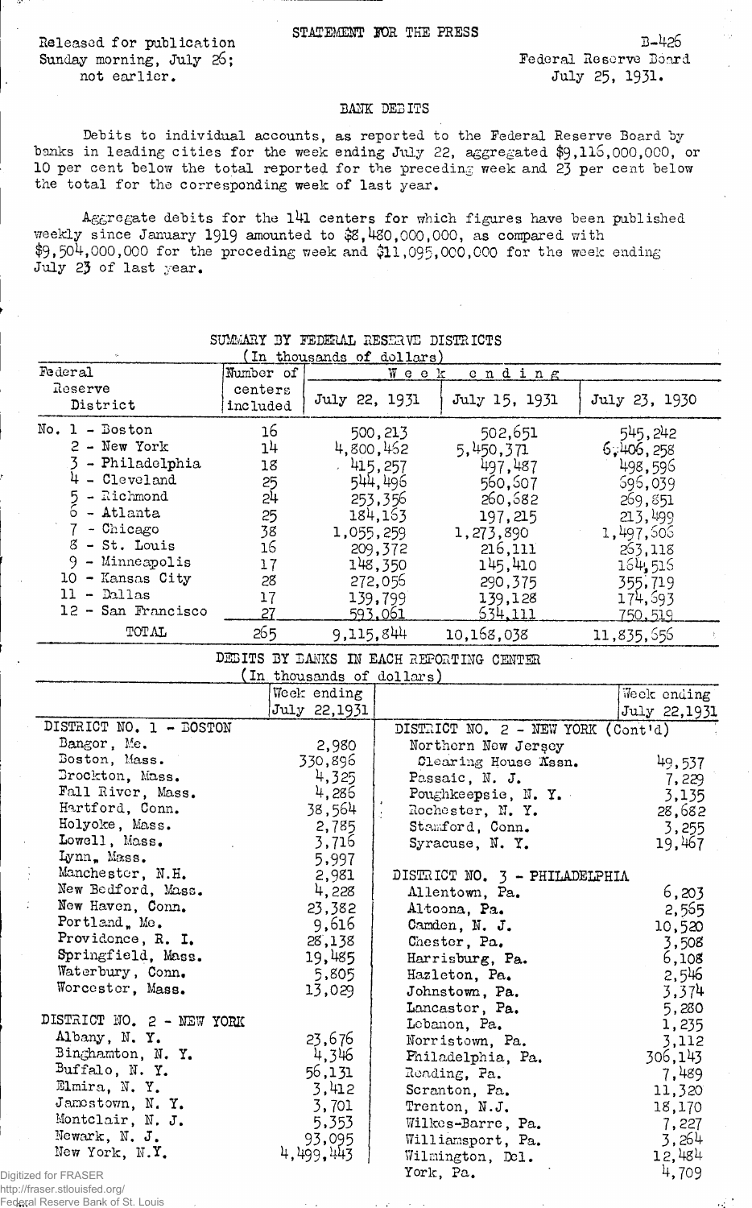STATEMENT FOR THE PRESS

Released for publication Sunday morning, July 26; not earlier.

B-426
Federal Reserve Board
July 25, 1931.

## BANK DEBITS

Debits to individual accounts, as reported to the Federal Reserve Board by banks in leading cities for the week ending July 22, aggregated $9,116,000,000, or 10 per cent below the total reported for the preceding week and 23 per cent below the total for the corresponding week of last year.

Aggregate debits for the 141 centers for which figures have been published weekly since January 1919 amounted to $8,480,000,000, as compared with $9,504,000,000 for the preceding week and $11,095,000,000 for the week ending July 23 of last year.

SUMMARY BY FEDERAL RESERVE DISTRICTS
(In thousands of dollars)

| Federal Reserve District | Number of centers included | Week ending July 22, 1931 | Week ending July 15, 1931 | Week ending July 23, 1930 |
|---|---|---|---|---|
| No. 1 - Boston | 16 | 500,213 | 502,651 | 545,242 |
| 2 - New York | 14 | 4,800,462 | 5,450,371 | 6,406,258 |
| 3 - Philadelphia | 18 | 415,257 | 497,487 | 498,596 |
| 4 - Cleveland | 25 | 544,496 | 560,607 | 696,039 |
| 5 - Richmond | 24 | 253,356 | 260,682 | 269,851 |
| 6 - Atlanta | 25 | 184,163 | 197,215 | 213,499 |
| 7 - Chicago | 38 | 1,055,259 | 1,273,890 | 1,497,606 |
| 8 - St. Louis | 16 | 209,372 | 216,111 | 263,118 |
| 9 - Minneapolis | 17 | 148,350 | 145,410 | 164,516 |
| 10 - Kansas City | 28 | 272,056 | 290,375 | 355,719 |
| 11 - Dallas | 17 | 139,799 | 139,128 | 174,693 |
| 12 - San Francisco | 27 | 593,061 | 634,111 | 750,519 |
| TOTAL | 265 | 9,115,844 | 10,168,038 | 11,835,656 |

DEBITS BY BANKS IN EACH REPORTING CENTER
(In thousands of dollars)

| | Week ending July 22,1931 | | Week ending July 22,1931 |
|---|---|---|---|
| DISTRICT NO. 1 - BOSTON | | DISTRICT NO. 2 - NEW YORK (Cont'd) | |
| Bangor, Me. | 2,980 | Northern New Jersey Clearing House Assn. | 49,537 |
| Boston, Mass. | 330,896 | Passaic, N. J. | 7,229 |
| Brockton, Mass. | 4,325 | Poughkeepsie, N. Y. | 3,135 |
| Fall River, Mass. | 4,286 | Rochester, N. Y. | 28,682 |
| Hartford, Conn. | 38,564 | Stamford, Conn. | 3,255 |
| Holyoke, Mass. | 2,785 | Syracuse, N. Y. | 19,467 |
| Lowell, Mass. | 3,716 | | |
| Lynn, Mass. | 5,997 | DISTRICT NO. 3 - PHILADELPHIA | |
| Manchester, N.H. | 2,981 | Allentown, Pa. | 6,203 |
| New Bedford, Mass. | 4,228 | Altoona, Pa. | 2,565 |
| New Haven, Conn. | 23,382 | Camden, N. J. | 10,520 |
| Portland, Me. | 9,616 | Chester, Pa. | 3,508 |
| Providence, R. I. | 28,138 | Harrisburg, Pa. | 6,108 |
| Springfield, Mass. | 19,485 | Hazleton, Pa. | 2,546 |
| Waterbury, Conn. | 5,805 | Johnstown, Pa. | 3,374 |
| Worcester, Mass. | 13,029 | Lancaster, Pa. | 5,280 |
| | | Lebanon, Pa. | 1,235 |
| DISTRICT NO. 2 - NEW YORK | | Norristown, Pa. | 3,112 |
| Albany, N. Y. | 23,676 | Philadelphia, Pa. | 306,143 |
| Binghamton, N. Y. | 4,346 | Reading, Pa. | 7,489 |
| Buffalo, N. Y. | 56,131 | Scranton, Pa. | 11,320 |
| Elmira, N. Y. | 3,412 | Trenton, N.J. | 18,170 |
| Jamestown, N. Y. | 3,701 | Wilkes-Barre, Pa. | 7,227 |
| Montclair, N. J. | 5,353 | Williamsport, Pa. | 3,264 |
| Newark, N. J. | 93,095 | Wilmington, Del. | 12,484 |
| New York, N.Y. | 4,499,443 | York, Pa. | 4,709 |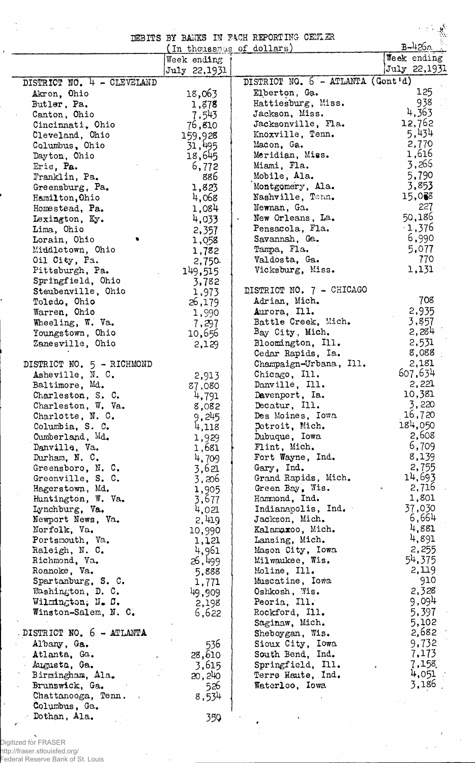B-426a

# DEBITS BY BANKS IN EACH REPORTING CENTER

(In thousands of dollars)

| | Week ending July 22,1931 |
|---|---|
| **DISTRICT NO. 4 - CLEVELAND** | |
| Akron, Ohio | 18,063 |
| Butler, Pa. | 1,878 |
| Canton, Ohio | 7,543 |
| Cincinnati, Ohio | 76,810 |
| Cleveland, Ohio | 159,928 |
| Columbus, Ohio | 31,495 |
| Dayton, Ohio | 18,645 |
| Erie, Pa. | 6,772 |
| Franklin, Pa. | 886 |
| Greensburg, Pa. | 1,823 |
| Hamilton, Ohio | 4,068 |
| Homestead, Pa. | 1,084 |
| Lexington, Ky. | 4,033 |
| Lima, Ohio | 2,357 |
| Lorain, Ohio | 1,058 |
| Middletown, Ohio | 1,782 |
| Oil City, Pa. | 2,750 |
| Pittsburgh, Pa. | 149,515 |
| Springfield, Ohio | 3,782 |
| Steubenville, Ohio | 1,973 |
| Toledo, Ohio | 26,179 |
| Warren, Ohio | 1,990 |
| Wheeling, W. Va. | 7,297 |
| Youngstown, Ohio | 10,656 |
| Zanesville, Ohio | 2,129 |
| **DISTRICT NO. 5 - RICHMOND** | |
| Asheville, N. C. | 2,913 |
| Baltimore, Md. | 87,080 |
| Charleston, S. C. | 4,791 |
| Charleston, W. Va. | 8,082 |
| Charlotte, N. C. | 9,245 |
| Columbia, S. C. | 4,118 |
| Cumberland, Md. | 1,929 |
| Danville, Va. | 1,681 |
| Durham, N. C. | 4,709 |
| Greensboro, N. C. | 3,621 |
| Greenville, S. C. | 3,206 |
| Hagerstown, Md. | 1,905 |
| Huntington, W. Va. | 3,677 |
| Lynchburg, Va. | 4,021 |
| Newport News, Va. | 2,419 |
| Norfolk, Va. | 10,990 |
| Portsmouth, Va. | 1,121 |
| Raleigh, N. C. | 4,961 |
| Richmond, Va. | 26,499 |
| Roanoke, Va. | 5,888 |
| Spartanburg, S. C. | 1,771 |
| Washington, D. C. | 49,909 |
| Wilmington, N. C. | 2,198 |
| Winston-Salem, N. C. | 6,622 |
| **DISTRICT NO. 6 - ATLANTA** | |
| Albany, Ga. | 536 |
| Atlanta, Ga. | 28,610 |
| Augusta, Ga. | 3,615 |
| Birmingham, Ala. | 20,240 |
| Brunswick, Ga. | 526 |
| Chattanooga, Tenn. | 8,534 |
| Columbus, Ga. | |
| Dothan, Ala. | 350 |
| Elberton, Ga. | 125 |
| Hattiesburg, Miss. | 938 |
| Jackson, Miss. | 4,363 |
| Jacksonville, Fla. | 12,762 |
| Knoxville, Tenn. | 5,434 |
| Macon, Ga. | 2,770 |
| Meridian, Miss. | 1,616 |
| Miami, Fla. | 3,266 |
| Mobile, Ala. | 5,790 |
| Montgomery, Ala. | 3,853 |
| Nashville, Tenn. | 15,068 |
| Newnan, Ga. | 227 |
| New Orleans, La. | 50,186 |
| Pensacola, Fla. | 1,376 |
| Savannah, Ga. | 6,990 |
| Tampa, Fla. | 5,077 |
| Valdosta, Ga. | 770 |
| Vicksburg, Miss. | 1,131 |
| **DISTRICT NO. 7 - CHICAGO** | |
| Adrian, Mich. | 708 |
| Aurora, Ill. | 2,935 |
| Battle Creek, Mich. | 3,857 |
| Bay City, Mich. | 2,284 |
| Bloomington, Ill. | 2,531 |
| Cedar Rapids, Ia. | 8,088 |
| Champaign-Urbana, Ill. | 2,181 |
| Chicago, Ill. | 607,634 |
| Danville, Ill. | 2,221 |
| Davenport, Ia. | 10,381 |
| Decatur, Ill. | 3,220 |
| Des Moines, Iowa | 16,720 |
| Detroit, Mich. | 184,050 |
| Dubuque, Iowa | 2,608 |
| Flint, Mich. | 6,709 |
| Fort Wayne, Ind. | 8,139 |
| Gary, Ind. | 2,755 |
| Grand Rapids, Mich. | 14,693 |
| Green Bay, Wis. | 2,716 |
| Hammond, Ind. | 1,801 |
| Indianapolis, Ind. | 37,030 |
| Jackson, Mich. | 6,664 |
| Kalamazoo, Mich. | 4,881 |
| Lansing, Mich. | 4,891 |
| Mason City, Iowa | 2,255 |
| Milwaukee, Wis. | 54,375 |
| Moline, Ill. | 2,119 |
| Muscatine, Iowa | 910 |
| Oshkosh, Wis. | 2,328 |
| Peoria, Ill. | 9,094 |
| Rockford, Ill. | 5,397 |
| Saginaw, Mich. | 5,102 |
| Sheboygan, Wis. | 2,682 |
| Sioux City, Iowa | 9,732 |
| South Bend, Ind. | 7,173 |
| Springfield, Ill. | 7,158 |
| Terre Haute, Ind. | 4,051 |
| Waterloo, Iowa | 3,186 |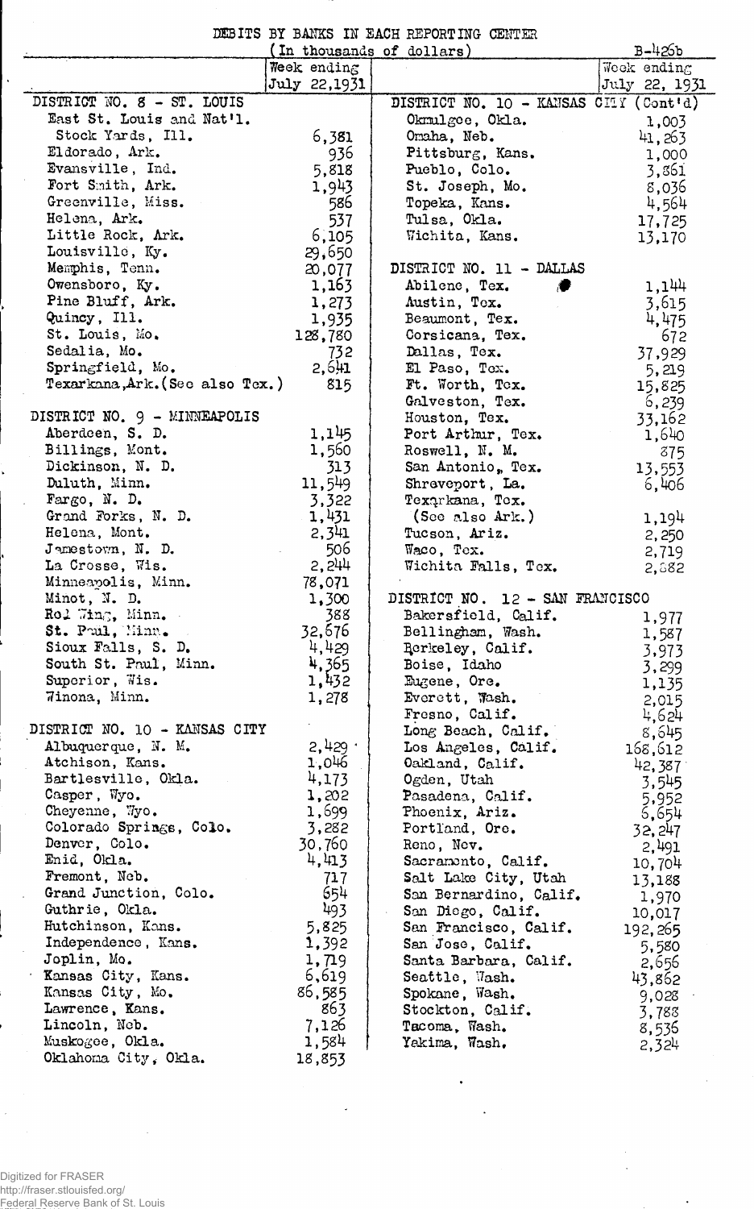DEBITS BY BANKS IN EACH REPORTING CENTER

(In thousands of dollars)

B-426b

| | Week ending July 22,1931 |
|---|---|
| **DISTRICT NO. 8 - ST. LOUIS** | |
| East St. Louis and Nat'l. Stock Yards, Ill. | 6,381 |
| Eldorado, Ark. | 936 |
| Evansville, Ind. | 5,818 |
| Fort Smith, Ark. | 1,943 |
| Greenville, Miss. | 586 |
| Helena, Ark. | 537 |
| Little Rock, Ark. | 6,105 |
| Louisville, Ky. | 29,650 |
| Memphis, Tenn. | 20,077 |
| Owensboro, Ky. | 1,163 |
| Pine Bluff, Ark. | 1,273 |
| Quincy, Ill. | 1,935 |
| St. Louis, Mo. | 128,780 |
| Sedalia, Mo. | 732 |
| Springfield, Mo. | 2,641 |
| Texarkana, Ark. (See also Tex.) | 815 |
| **DISTRICT NO. 9 - MINNEAPOLIS** | |
| Aberdeen, S. D. | 1,145 |
| Billings, Mont. | 1,560 |
| Dickinson, N. D. | 313 |
| Duluth, Minn. | 11,549 |
| Fargo, N. D. | 3,322 |
| Grand Forks, N. D. | 1,431 |
| Helena, Mont. | 2,341 |
| Jamestown, N. D. | 506 |
| La Crosse, Wis. | 2,244 |
| Minneapolis, Minn. | 78,071 |
| Minot, N. D. | 1,300 |
| Red Wing, Minn. | 388 |
| St. Paul, Minn. | 32,676 |
| Sioux Falls, S. D. | 4,429 |
| South St. Paul, Minn. | 4,365 |
| Superior, Wis. | 1,432 |
| Winona, Minn. | 1,278 |
| **DISTRICT NO. 10 - KANSAS CITY** | |
| Albuquerque, N. M. | 2,429 |
| Atchison, Kans. | 1,046 |
| Bartlesville, Okla. | 4,173 |
| Casper, Wyo. | 1,202 |
| Cheyenne, Wyo. | 1,699 |
| Colorado Springs, Colo. | 3,282 |
| Denver, Colo. | 30,760 |
| Enid, Okla. | 4,413 |
| Fremont, Neb. | 717 |
| Grand Junction, Colo. | 654 |
| Guthrie, Okla. | 493 |
| Hutchinson, Kans. | 5,825 |
| Independence, Kans. | 1,392 |
| Joplin, Mo. | 1,719 |
| Kansas City, Kans. | 6,619 |
| Kansas City, Mo. | 86,585 |
| Lawrence, Kans. | 863 |
| Lincoln, Neb. | 7,126 |
| Muskogee, Okla. | 1,584 |
| Oklahoma City, Okla. | 18,853 |

| | Week ending July 22, 1931 |
|---|---|
| **DISTRICT NO. 10 - KANSAS CITY (Cont'd)** | |
| Okmulgee, Okla. | 1,003 |
| Omaha, Neb. | 41,263 |
| Pittsburg, Kans. | 1,000 |
| Pueblo, Colo. | 3,861 |
| St. Joseph, Mo. | 8,036 |
| Topeka, Kans. | 4,564 |
| Tulsa, Okla. | 17,725 |
| Wichita, Kans. | 13,170 |
| **DISTRICT NO. 11 - DALLAS** | |
| Abilene, Tex. | 1,144 |
| Austin, Tex. | 3,615 |
| Beaumont, Tex. | 4,475 |
| Corsicana, Tex. | 672 |
| Dallas, Tex. | 37,929 |
| El Paso, Tex. | 5,219 |
| Ft. Worth, Tex. | 15,825 |
| Galveston, Tex. | 6,239 |
| Houston, Tex. | 33,162 |
| Port Arthur, Tex. | 1,640 |
| Roswell, N. M. | 875 |
| San Antonio, Tex. | 13,553 |
| Shreveport, La. | 6,406 |
| Texarkana, Tex. (See also Ark.) | 1,194 |
| Tucson, Ariz. | 2,250 |
| Waco, Tex. | 2,719 |
| Wichita Falls, Tex. | 2,882 |
| **DISTRICT NO. 12 - SAN FRANCISCO** | |
| Bakersfield, Calif. | 1,977 |
| Bellingham, Wash. | 1,587 |
| Berkeley, Calif. | 3,973 |
| Boise, Idaho | 3,299 |
| Eugene, Ore. | 1,135 |
| Everett, Wash. | 2,015 |
| Fresno, Calif. | 4,624 |
| Long Beach, Calif. | 8,645 |
| Los Angeles, Calif. | 168,612 |
| Oakland, Calif. | 42,387 |
| Ogden, Utah | 3,545 |
| Pasadena, Calif. | 5,952 |
| Phoenix, Ariz. | 6,654 |
| Portland, Ore. | 32,247 |
| Reno, Nev. | 2,491 |
| Sacramento, Calif. | 10,704 |
| Salt Lake City, Utah | 13,188 |
| San Bernardino, Calif. | 1,970 |
| San Diego, Calif. | 10,017 |
| San Francisco, Calif. | 192,265 |
| San Jose, Calif. | 5,580 |
| Santa Barbara, Calif. | 2,656 |
| Seattle, Wash. | 43,862 |
| Spokane, Wash. | 9,028 |
| Stockton, Calif. | 3,788 |
| Tacoma, Wash. | 8,536 |
| Yakima, Wash. | 2,324 |